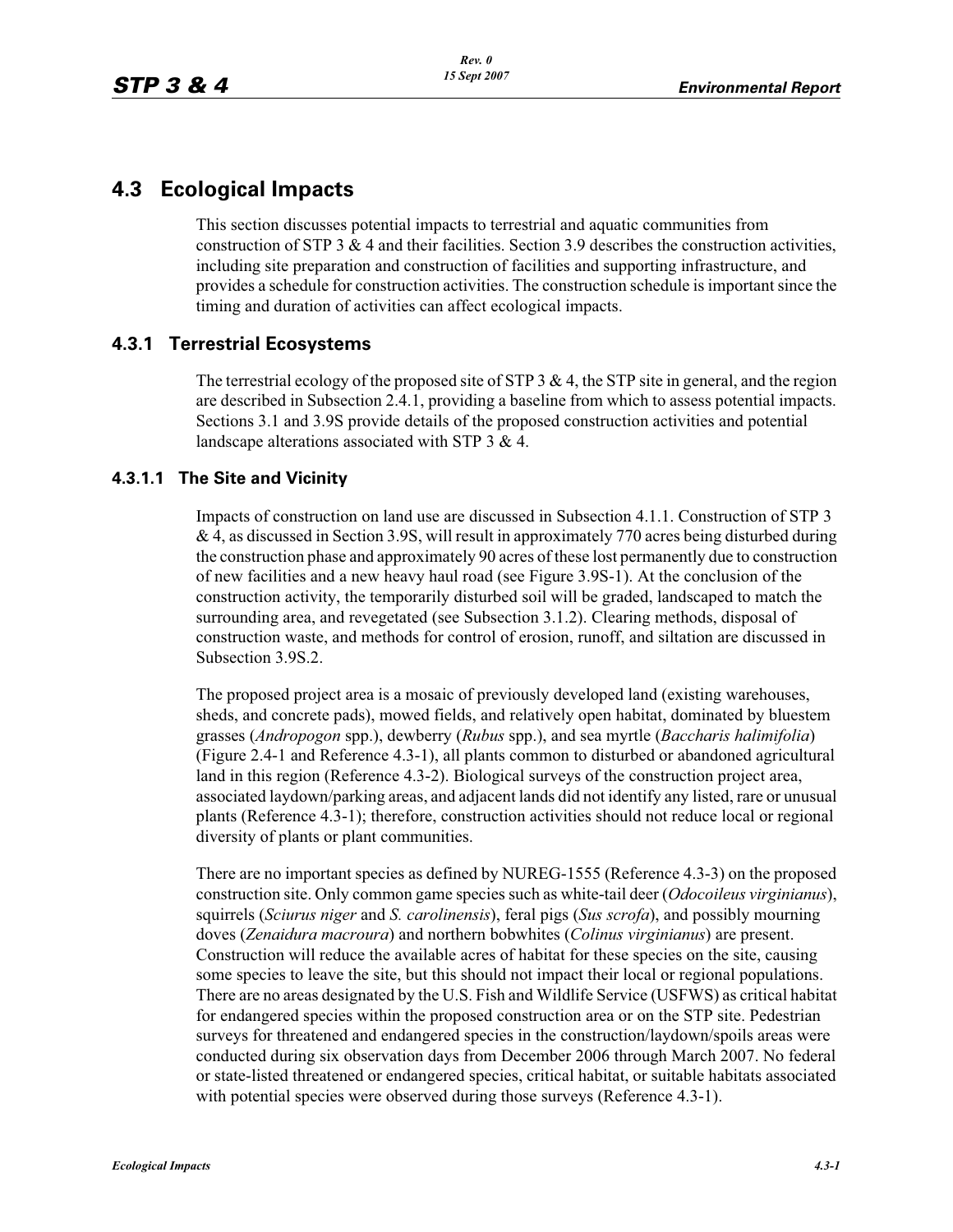# 4.3 Ecological Impacts

This section discusses potential impacts to terrestrial and aquatic communities from construction of STP 3 & 4 and their facilities. Section 3.9 describes the construction activities, including site preparation and construction of facilities and supporting infrastructure, and provides a schedule for construction activities. The construction schedule is important since the timing and duration of activities can affect ecological impacts.

## 4.3.1 Terrestrial Ecosystems

The terrestrial ecology of the proposed site of STP 3 & 4, the STP site in general, and the region are described in Subsection 2.4.1, providing a baseline from which to assess potential impacts. Sections 3.1 and 3.9S provide details of the proposed construction activities and potential landscape alterations associated with STP 3 & 4.

### 4.3.1.1 The Site and Vicinity

Impacts of construction on land use are discussed in Subsection 4.1.1. Construction of STP 3 & 4, as discussed in Section 3.9S, will result in approximately 770 acres being disturbed during the construction phase and approximately 90 acres of these lost permanently due to construction of new facilities and a new heavy haul road (see Figure 3.9S-1). At the conclusion of the construction activity, the temporarily disturbed soil will be graded, landscaped to match the surrounding area, and revegetated (see Subsection 3.1.2). Clearing methods, disposal of construction waste, and methods for control of erosion, runoff, and siltation are discussed in Subsection 3.9S.2.

The proposed project area is a mosaic of previously developed land (existing warehouses, sheds, and concrete pads), mowed fields, and relatively open habitat, dominated by bluestem grasses (*Andropogon* spp.), dewberry (*Rubus* spp.), and sea myrtle (*Baccharis halimifolia*) (Figure 2.4-1 and Reference 4.3-1), all plants common to disturbed or abandoned agricultural land in this region (Reference 4.3-2). Biological surveys of the construction project area, associated laydown/parking areas, and adjacent lands did not identify any listed, rare or unusual plants (Reference 4.3-1); therefore, construction activities should not reduce local or regional diversity of plants or plant communities.

There are no important species as defined by NUREG-1555 (Reference 4.3-3) on the proposed construction site. Only common game species such as white-tail deer (*Odocoileus virginianus*), squirrels (*Sciurus niger* and *S. carolinensis*), feral pigs (*Sus scrofa*), and possibly mourning doves (*Zenaidura macroura*) and northern bobwhites (*Colinus virginianus*) are present. Construction will reduce the available acres of habitat for these species on the site, causing some species to leave the site, but this should not impact their local or regional populations. There are no areas designated by the U.S. Fish and Wildlife Service (USFWS) as critical habitat for endangered species within the proposed construction area or on the STP site. Pedestrian surveys for threatened and endangered species in the construction/laydown/spoils areas were conducted during six observation days from December 2006 through March 2007. No federal or state-listed threatened or endangered species, critical habitat, or suitable habitats associated with potential species were observed during those surveys (Reference 4.3-1).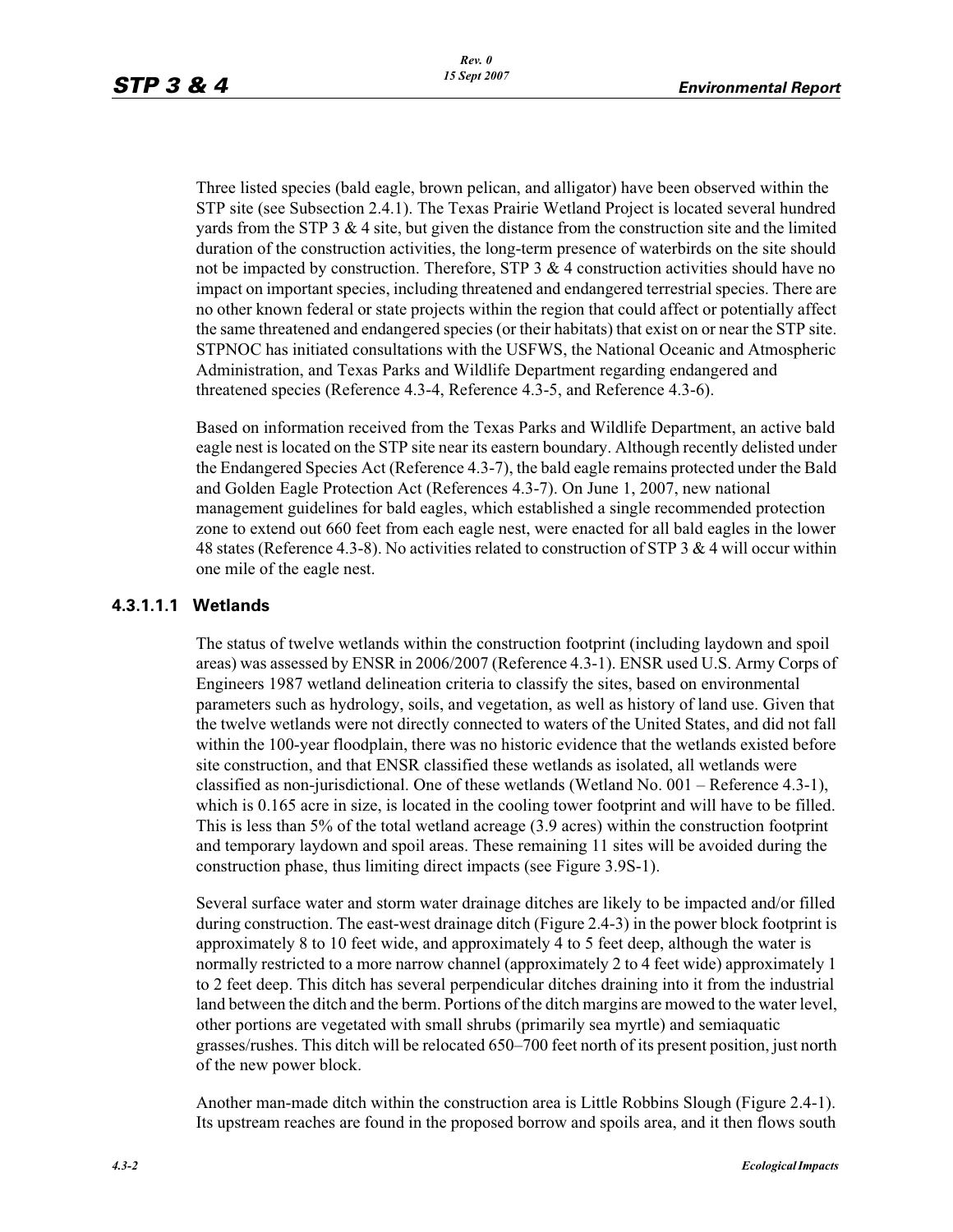Three listed species (bald eagle, brown pelican, and alligator) have been observed within the STP site (see Subsection 2.4.1). The Texas Prairie Wetland Project is located several hundred yards from the STP 3 & 4 site, but given the distance from the construction site and the limited duration of the construction activities, the long-term presence of waterbirds on the site should not be impacted by construction. Therefore, STP 3 & 4 construction activities should have no impact on important species, including threatened and endangered terrestrial species. There are no other known federal or state projects within the region that could affect or potentially affect the same threatened and endangered species (or their habitats) that exist on or near the STP site. STPNOC has initiated consultations with the USFWS, the National Oceanic and Atmospheric Administration, and Texas Parks and Wildlife Department regarding endangered and threatened species (Reference 4.3-4, Reference 4.3-5, and Reference 4.3-6).

Based on information received from the Texas Parks and Wildlife Department, an active bald eagle nest is located on the STP site near its eastern boundary. Although recently delisted under the Endangered Species Act (Reference 4.3-7), the bald eagle remains protected under the Bald and Golden Eagle Protection Act (References 4.3-7). On June 1, 2007, new national management guidelines for bald eagles, which established a single recommended protection zone to extend out 660 feet from each eagle nest, were enacted for all bald eagles in the lower 48 states (Reference 4.3-8). No activities related to construction of STP 3 & 4 will occur within one mile of the eagle nest.

#### 4.3.1.1.1 Wetlands

The status of twelve wetlands within the construction footprint (including laydown and spoil areas) was assessed by ENSR in 2006/2007 (Reference 4.3-1). ENSR used U.S. Army Corps of Engineers 1987 wetland delineation criteria to classify the sites, based on environmental parameters such as hydrology, soils, and vegetation, as well as history of land use. Given that the twelve wetlands were not directly connected to waters of the United States, and did not fall within the 100-year floodplain, there was no historic evidence that the wetlands existed before site construction, and that ENSR classified these wetlands as isolated, all wetlands were classified as non-jurisdictional. One of these wetlands (Wetland No. 001 – Reference 4.3-1), which is 0.165 acre in size, is located in the cooling tower footprint and will have to be filled. This is less than 5% of the total wetland acreage (3.9 acres) within the construction footprint and temporary laydown and spoil areas. These remaining 11 sites will be avoided during the construction phase, thus limiting direct impacts (see Figure 3.9S-1).

Several surface water and storm water drainage ditches are likely to be impacted and/or filled during construction. The east-west drainage ditch (Figure 2.4-3) in the power block footprint is approximately 8 to 10 feet wide, and approximately 4 to 5 feet deep, although the water is normally restricted to a more narrow channel (approximately 2 to 4 feet wide) approximately 1 to 2 feet deep. This ditch has several perpendicular ditches draining into it from the industrial land between the ditch and the berm. Portions of the ditch margins are mowed to the water level, other portions are vegetated with small shrubs (primarily sea myrtle) and semiaquatic grasses/rushes. This ditch will be relocated 650–700 feet north of its present position, just north of the new power block.

Another man-made ditch within the construction area is Little Robbins Slough (Figure 2.4-1). Its upstream reaches are found in the proposed borrow and spoils area, and it then flows south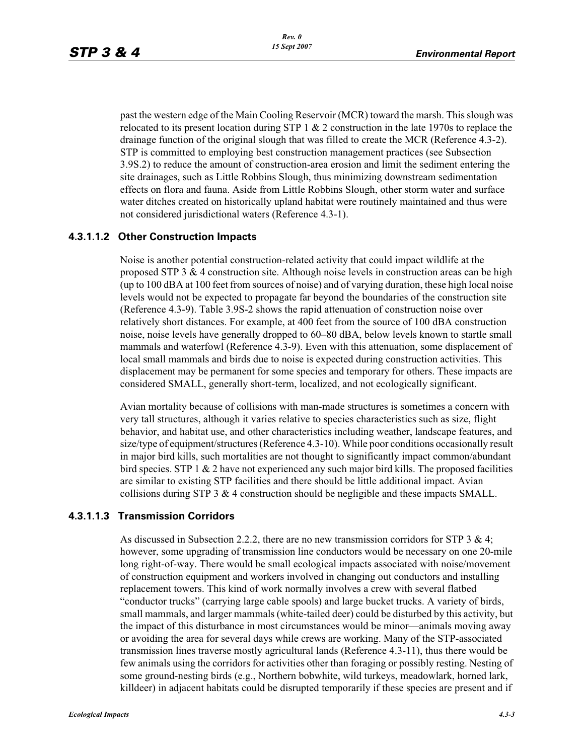past the western edge of the Main Cooling Reservoir (MCR) toward the marsh. This slough was relocated to its present location during STP 1 & 2 construction in the late 1970s to replace the drainage function of the original slough that was filled to create the MCR (Reference 4.3-2). STP is committed to employing best construction management practices (see Subsection 3.9S.2) to reduce the amount of construction-area erosion and limit the sediment entering the site drainages, such as Little Robbins Slough, thus minimizing downstream sedimentation effects on flora and fauna. Aside from Little Robbins Slough, other storm water and surface water ditches created on historically upland habitat were routinely maintained and thus were not considered jurisdictional waters (Reference 4.3-1).

#### 4.3.1.1.2 Other Construction Impacts

Noise is another potential construction-related activity that could impact wildlife at the proposed STP 3 & 4 construction site. Although noise levels in construction areas can be high (up to 100 dBA at 100 feet from sources of noise) and of varying duration, these high local noise levels would not be expected to propagate far beyond the boundaries of the construction site (Reference 4.3-9). Table 3.9S-2 shows the rapid attenuation of construction noise over relatively short distances. For example, at 400 feet from the source of 100 dBA construction noise, noise levels have generally dropped to 60–80 dBA, below levels known to startle small mammals and waterfowl (Reference 4.3-9). Even with this attenuation, some displacement of local small mammals and birds due to noise is expected during construction activities. This displacement may be permanent for some species and temporary for others. These impacts are considered SMALL, generally short-term, localized, and not ecologically significant.

Avian mortality because of collisions with man-made structures is sometimes a concern with very tall structures, although it varies relative to species characteristics such as size, flight behavior, and habitat use, and other characteristics including weather, landscape features, and size/type of equipment/structures (Reference 4.3-10). While poor conditions occasionally result in major bird kills, such mortalities are not thought to significantly impact common/abundant bird species. STP 1 & 2 have not experienced any such major bird kills. The proposed facilities are similar to existing STP facilities and there should be little additional impact. Avian collisions during STP 3 & 4 construction should be negligible and these impacts SMALL.

#### 4.3.1.1.3 Transmission Corridors

As discussed in Subsection 2.2.2, there are no new transmission corridors for STP 3 & 4; however, some upgrading of transmission line conductors would be necessary on one 20-mile long right-of-way. There would be small ecological impacts associated with noise/movement of construction equipment and workers involved in changing out conductors and installing replacement towers. This kind of work normally involves a crew with several flatbed "conductor trucks" (carrying large cable spools) and large bucket trucks. A variety of birds, small mammals, and larger mammals (white-tailed deer) could be disturbed by this activity, but the impact of this disturbance in most circumstances would be minor—animals moving away or avoiding the area for several days while crews are working. Many of the STP-associated transmission lines traverse mostly agricultural lands (Reference 4.3-11), thus there would be few animals using the corridors for activities other than foraging or possibly resting. Nesting of some ground-nesting birds (e.g., Northern bobwhite, wild turkeys, meadowlark, horned lark, killdeer) in adjacent habitats could be disrupted temporarily if these species are present and if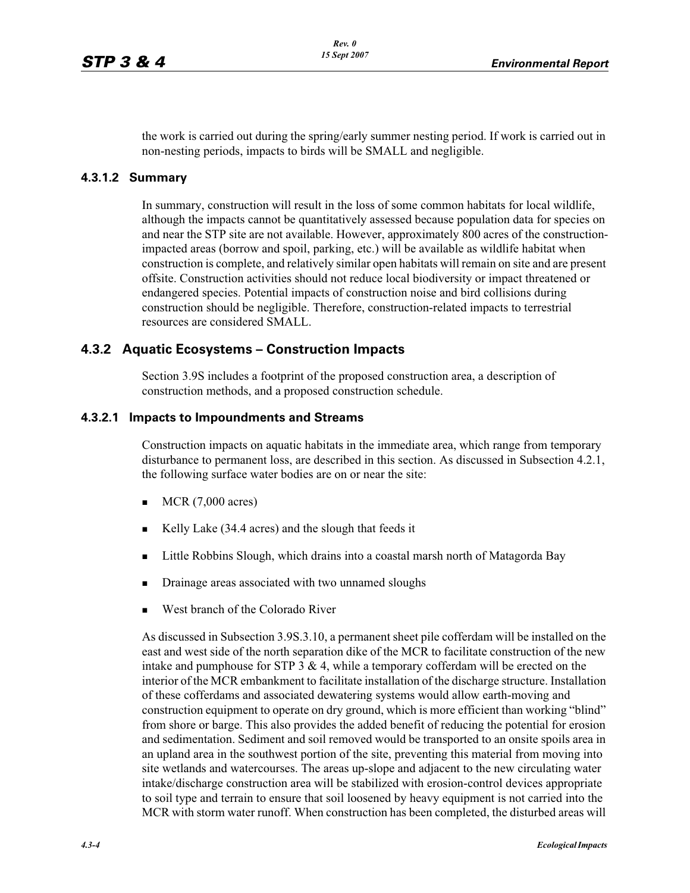the work is carried out during the spring/early summer nesting period. If work is carried out in non-nesting periods, impacts to birds will be SMALL and negligible.

#### 4.3.1.2 Summary

In summary, construction will result in the loss of some common habitats for local wildlife, although the impacts cannot be quantitatively assessed because population data for species on and near the STP site are not available. However, approximately 800 acres of the construction-impacted areas (borrow and spoil, parking, etc.) will be available as wildlife habitat when construction is complete, and relatively similar open habitats will remain on site and are present offsite. Construction activities should not reduce local biodiversity or impact threatened or endangered species. Potential impacts of construction noise and bird collisions during construction should be negligible. Therefore, construction-related impacts to terrestrial resources are considered SMALL.

### 4.3.2 Aquatic Ecosystems – Construction Impacts

Section 3.9S includes a footprint of the proposed construction area, a description of construction methods, and a proposed construction schedule.

#### 4.3.2.1 Impacts to Impoundments and Streams

Construction impacts on aquatic habitats in the immediate area, which range from temporary disturbance to permanent loss, are described in this section. As discussed in Subsection 4.2.1, the following surface water bodies are on or near the site:

- MCR (7,000 acres)
- Kelly Lake (34.4 acres) and the slough that feeds it
- Little Robbins Slough, which drains into a coastal marsh north of Matagorda Bay
- Drainage areas associated with two unnamed sloughs
- West branch of the Colorado River

As discussed in Subsection 3.9S.3.10, a permanent sheet pile cofferdam will be installed on the east and west side of the north separation dike of the MCR to facilitate construction of the new intake and pumphouse for STP 3 & 4, while a temporary cofferdam will be erected on the interior of the MCR embankment to facilitate installation of the discharge structure. Installation of these cofferdams and associated dewatering systems would allow earth-moving and construction equipment to operate on dry ground, which is more efficient than working "blind" from shore or barge. This also provides the added benefit of reducing the potential for erosion and sedimentation. Sediment and soil removed would be transported to an onsite spoils area in an upland area in the southwest portion of the site, preventing this material from moving into site wetlands and watercourses. The areas up-slope and adjacent to the new circulating water intake/discharge construction area will be stabilized with erosion-control devices appropriate to soil type and terrain to ensure that soil loosened by heavy equipment is not carried into the MCR with storm water runoff. When construction has been completed, the disturbed areas will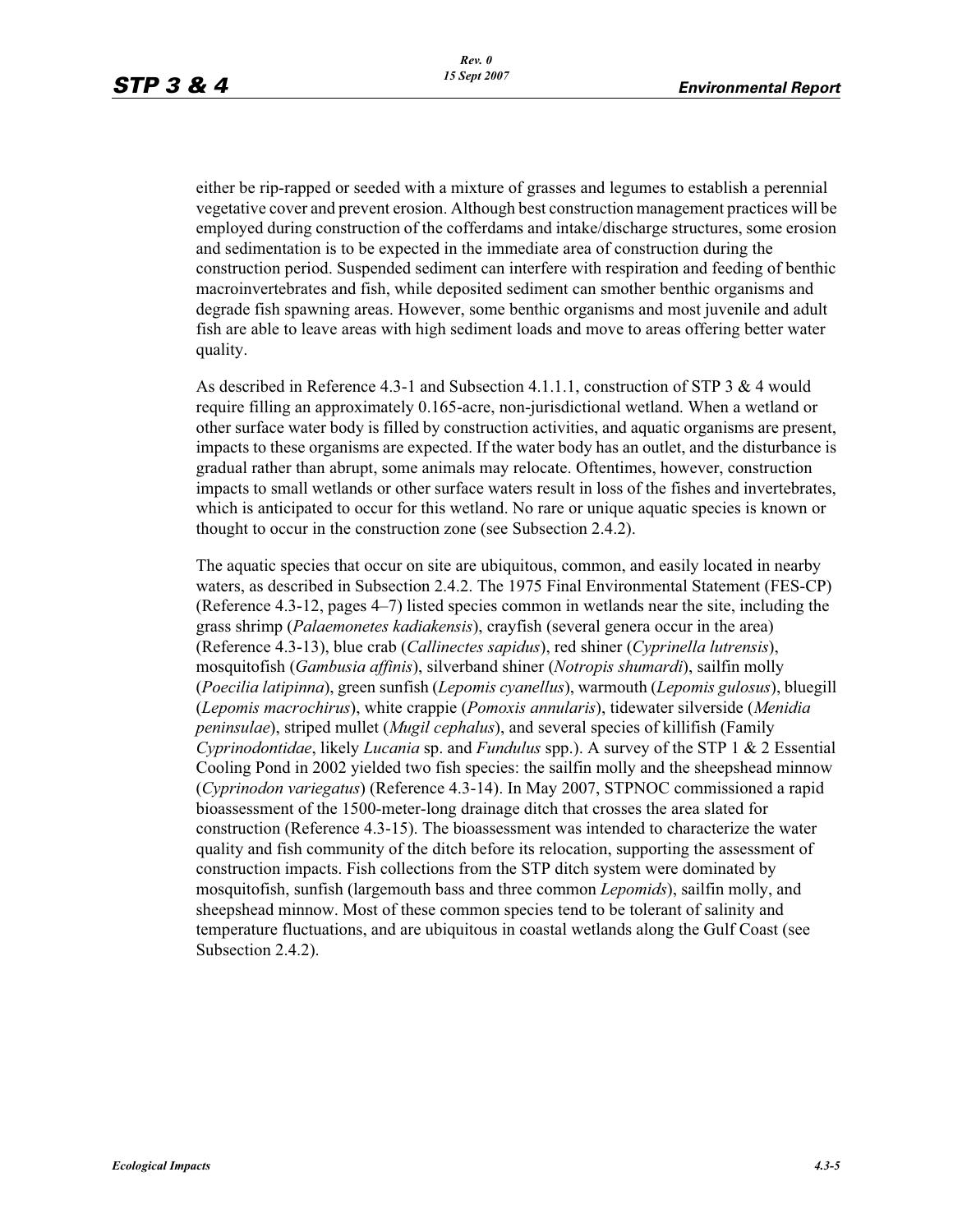either be rip-rapped or seeded with a mixture of grasses and legumes to establish a perennial vegetative cover and prevent erosion. Although best construction management practices will be employed during construction of the cofferdams and intake/discharge structures, some erosion and sedimentation is to be expected in the immediate area of construction during the construction period. Suspended sediment can interfere with respiration and feeding of benthic macroinvertebrates and fish, while deposited sediment can smother benthic organisms and degrade fish spawning areas. However, some benthic organisms and most juvenile and adult fish are able to leave areas with high sediment loads and move to areas offering better water quality.

As described in Reference 4.3-1 and Subsection 4.1.1.1, construction of STP 3 & 4 would require filling an approximately 0.165-acre, non-jurisdictional wetland. When a wetland or other surface water body is filled by construction activities, and aquatic organisms are present, impacts to these organisms are expected. If the water body has an outlet, and the disturbance is gradual rather than abrupt, some animals may relocate. Oftentimes, however, construction impacts to small wetlands or other surface waters result in loss of the fishes and invertebrates, which is anticipated to occur for this wetland. No rare or unique aquatic species is known or thought to occur in the construction zone (see Subsection 2.4.2).

The aquatic species that occur on site are ubiquitous, common, and easily located in nearby waters, as described in Subsection 2.4.2. The 1975 Final Environmental Statement (FES-CP) (Reference 4.3-12, pages 4–7) listed species common in wetlands near the site, including the grass shrimp (*Palaemonetes kadiakensis*), crayfish (several genera occur in the area) (Reference 4.3-13), blue crab (*Callinectes sapidus*), red shiner (*Cyprinella lutrensis*), mosquitofish (*Gambusia affinis*), silverband shiner (*Notropis shumardi*), sailfin molly (*Poecilia latipinna*), green sunfish (*Lepomis cyanellus*), warmouth (*Lepomis gulosus*), bluegill (*Lepomis macrochirus*), white crappie (*Pomoxis annularis*), tidewater silverside (*Menidia peninsulae*), striped mullet (*Mugil cephalus*), and several species of killifish (Family *Cyprinodontidae*, likely *Lucania* sp. and *Fundulus* spp.). A survey of the STP 1 & 2 Essential Cooling Pond in 2002 yielded two fish species: the sailfin molly and the sheepshead minnow (*Cyprinodon variegatus*) (Reference 4.3-14). In May 2007, STPNOC commissioned a rapid bioassessment of the 1500-meter-long drainage ditch that crosses the area slated for construction (Reference 4.3-15). The bioassessment was intended to characterize the water quality and fish community of the ditch before its relocation, supporting the assessment of construction impacts. Fish collections from the STP ditch system were dominated by mosquitofish, sunfish (largemouth bass and three common *Lepomids*), sailfin molly, and sheepshead minnow. Most of these common species tend to be tolerant of salinity and temperature fluctuations, and are ubiquitous in coastal wetlands along the Gulf Coast (see Subsection 2.4.2).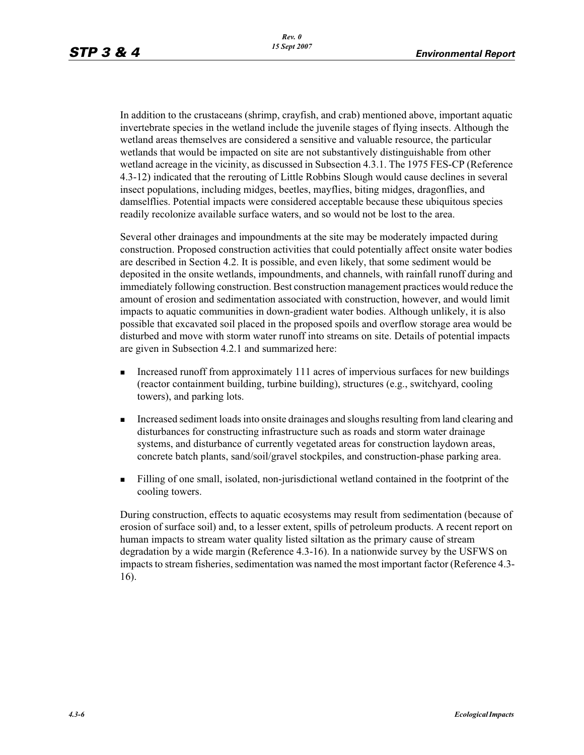In addition to the crustaceans (shrimp, crayfish, and crab) mentioned above, important aquatic invertebrate species in the wetland include the juvenile stages of flying insects. Although the wetland areas themselves are considered a sensitive and valuable resource, the particular wetlands that would be impacted on site are not substantively distinguishable from other wetland acreage in the vicinity, as discussed in Subsection 4.3.1. The 1975 FES-CP (Reference 4.3-12) indicated that the rerouting of Little Robbins Slough would cause declines in several insect populations, including midges, beetles, mayflies, biting midges, dragonflies, and damselflies. Potential impacts were considered acceptable because these ubiquitous species readily recolonize available surface waters, and so would not be lost to the area.

Several other drainages and impoundments at the site may be moderately impacted during construction. Proposed construction activities that could potentially affect onsite water bodies are described in Section 4.2. It is possible, and even likely, that some sediment would be deposited in the onsite wetlands, impoundments, and channels, with rainfall runoff during and immediately following construction. Best construction management practices would reduce the amount of erosion and sedimentation associated with construction, however, and would limit impacts to aquatic communities in down-gradient water bodies. Although unlikely, it is also possible that excavated soil placed in the proposed spoils and overflow storage area would be disturbed and move with storm water runoff into streams on site. Details of potential impacts are given in Subsection 4.2.1 and summarized here:

- Increased runoff from approximately 111 acres of impervious surfaces for new buildings (reactor containment building, turbine building), structures (e.g., switchyard, cooling towers), and parking lots.
- Increased sediment loads into onsite drainages and sloughs resulting from land clearing and disturbances for constructing infrastructure such as roads and storm water drainage systems, and disturbance of currently vegetated areas for construction laydown areas, concrete batch plants, sand/soil/gravel stockpiles, and construction-phase parking area.
- Filling of one small, isolated, non-jurisdictional wetland contained in the footprint of the cooling towers.

During construction, effects to aquatic ecosystems may result from sedimentation (because of erosion of surface soil) and, to a lesser extent, spills of petroleum products. A recent report on human impacts to stream water quality listed siltation as the primary cause of stream degradation by a wide margin (Reference 4.3-16). In a nationwide survey by the USFWS on impacts to stream fisheries, sedimentation was named the most important factor (Reference 4.3-16).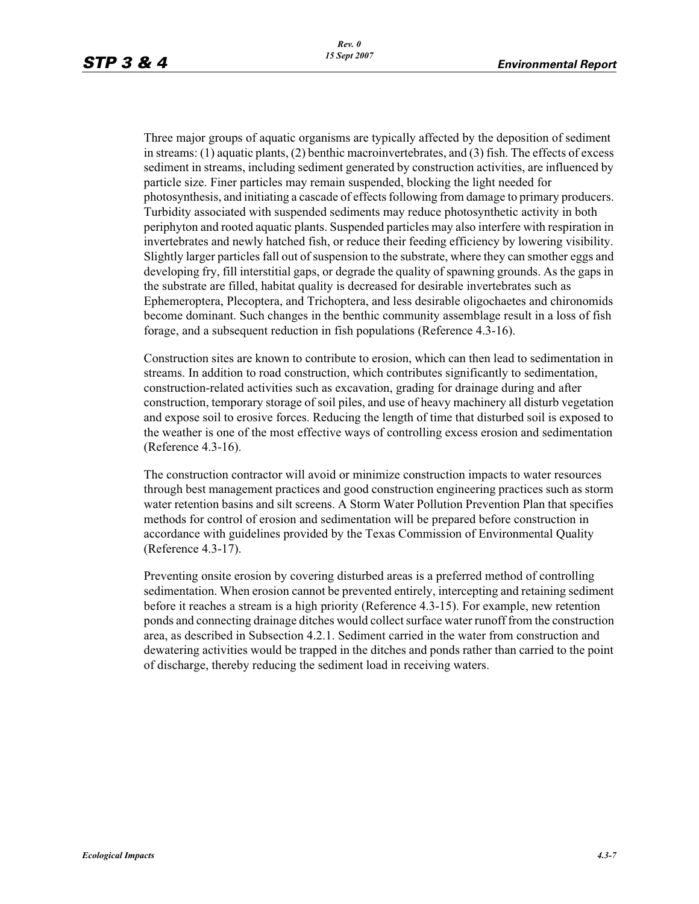Three major groups of aquatic organisms are typically affected by the deposition of sediment in streams: (1) aquatic plants, (2) benthic macroinvertebrates, and (3) fish. The effects of excess sediment in streams, including sediment generated by construction activities, are influenced by particle size. Finer particles may remain suspended, blocking the light needed for photosynthesis, and initiating a cascade of effects following from damage to primary producers. Turbidity associated with suspended sediments may reduce photosynthetic activity in both periphyton and rooted aquatic plants. Suspended particles may also interfere with respiration in invertebrates and newly hatched fish, or reduce their feeding efficiency by lowering visibility. Slightly larger particles fall out of suspension to the substrate, where they can smother eggs and developing fry, fill interstitial gaps, or degrade the quality of spawning grounds. As the gaps in the substrate are filled, habitat quality is decreased for desirable invertebrates such as Ephemeroptera, Plecoptera, and Trichoptera, and less desirable oligochaetes and chironomids become dominant. Such changes in the benthic community assemblage result in a loss of fish forage, and a subsequent reduction in fish populations (Reference 4.3-16).

Construction sites are known to contribute to erosion, which can then lead to sedimentation in streams. In addition to road construction, which contributes significantly to sedimentation, construction-related activities such as excavation, grading for drainage during and after construction, temporary storage of soil piles, and use of heavy machinery all disturb vegetation and expose soil to erosive forces. Reducing the length of time that disturbed soil is exposed to the weather is one of the most effective ways of controlling excess erosion and sedimentation (Reference 4.3-16).

The construction contractor will avoid or minimize construction impacts to water resources through best management practices and good construction engineering practices such as storm water retention basins and silt screens. A Storm Water Pollution Prevention Plan that specifies methods for control of erosion and sedimentation will be prepared before construction in accordance with guidelines provided by the Texas Commission of Environmental Quality (Reference 4.3-17).

Preventing onsite erosion by covering disturbed areas is a preferred method of controlling sedimentation. When erosion cannot be prevented entirely, intercepting and retaining sediment before it reaches a stream is a high priority (Reference 4.3-15). For example, new retention ponds and connecting drainage ditches would collect surface water runoff from the construction area, as described in Subsection 4.2.1. Sediment carried in the water from construction and dewatering activities would be trapped in the ditches and ponds rather than carried to the point of discharge, thereby reducing the sediment load in receiving waters.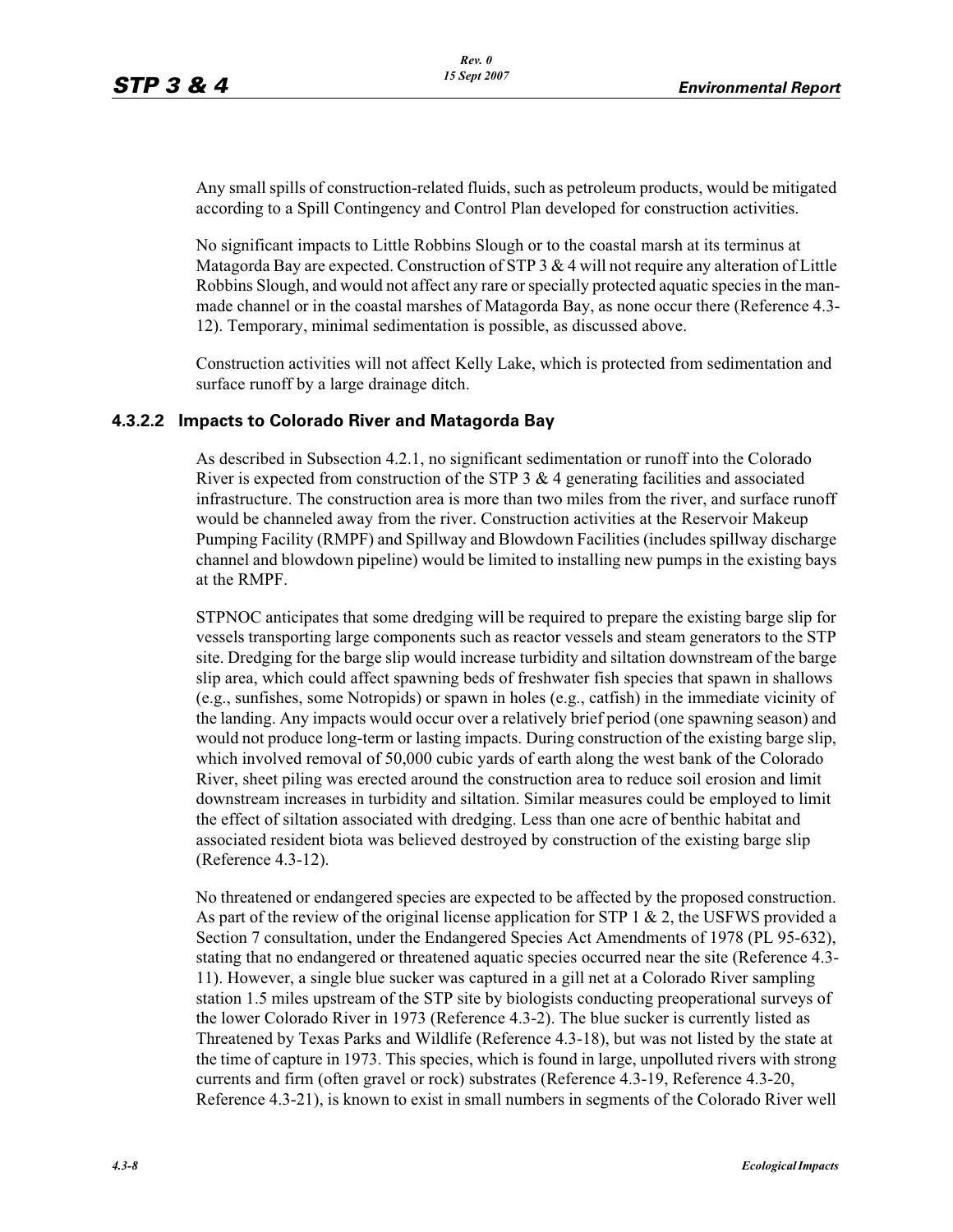Any small spills of construction-related fluids, such as petroleum products, would be mitigated according to a Spill Contingency and Control Plan developed for construction activities.

No significant impacts to Little Robbins Slough or to the coastal marsh at its terminus at Matagorda Bay are expected. Construction of STP 3 & 4 will not require any alteration of Little Robbins Slough, and would not affect any rare or specially protected aquatic species in the man-made channel or in the coastal marshes of Matagorda Bay, as none occur there (Reference 4.3-12). Temporary, minimal sedimentation is possible, as discussed above.

Construction activities will not affect Kelly Lake, which is protected from sedimentation and surface runoff by a large drainage ditch.

### 4.3.2.2 Impacts to Colorado River and Matagorda Bay

As described in Subsection 4.2.1, no significant sedimentation or runoff into the Colorado River is expected from construction of the STP 3 & 4 generating facilities and associated infrastructure. The construction area is more than two miles from the river, and surface runoff would be channeled away from the river. Construction activities at the Reservoir Makeup Pumping Facility (RMPF) and Spillway and Blowdown Facilities (includes spillway discharge channel and blowdown pipeline) would be limited to installing new pumps in the existing bays at the RMPF.

STPNOC anticipates that some dredging will be required to prepare the existing barge slip for vessels transporting large components such as reactor vessels and steam generators to the STP site. Dredging for the barge slip would increase turbidity and siltation downstream of the barge slip area, which could affect spawning beds of freshwater fish species that spawn in shallows (e.g., sunfishes, some Notropids) or spawn in holes (e.g., catfish) in the immediate vicinity of the landing. Any impacts would occur over a relatively brief period (one spawning season) and would not produce long-term or lasting impacts. During construction of the existing barge slip, which involved removal of 50,000 cubic yards of earth along the west bank of the Colorado River, sheet piling was erected around the construction area to reduce soil erosion and limit downstream increases in turbidity and siltation. Similar measures could be employed to limit the effect of siltation associated with dredging. Less than one acre of benthic habitat and associated resident biota was believed destroyed by construction of the existing barge slip (Reference 4.3-12).

No threatened or endangered species are expected to be affected by the proposed construction. As part of the review of the original license application for STP 1 & 2, the USFWS provided a Section 7 consultation, under the Endangered Species Act Amendments of 1978 (PL 95-632), stating that no endangered or threatened aquatic species occurred near the site (Reference 4.3-11). However, a single blue sucker was captured in a gill net at a Colorado River sampling station 1.5 miles upstream of the STP site by biologists conducting preoperational surveys of the lower Colorado River in 1973 (Reference 4.3-2). The blue sucker is currently listed as Threatened by Texas Parks and Wildlife (Reference 4.3-18), but was not listed by the state at the time of capture in 1973. This species, which is found in large, unpolluted rivers with strong currents and firm (often gravel or rock) substrates (Reference 4.3-19, Reference 4.3-20, Reference 4.3-21), is known to exist in small numbers in segments of the Colorado River well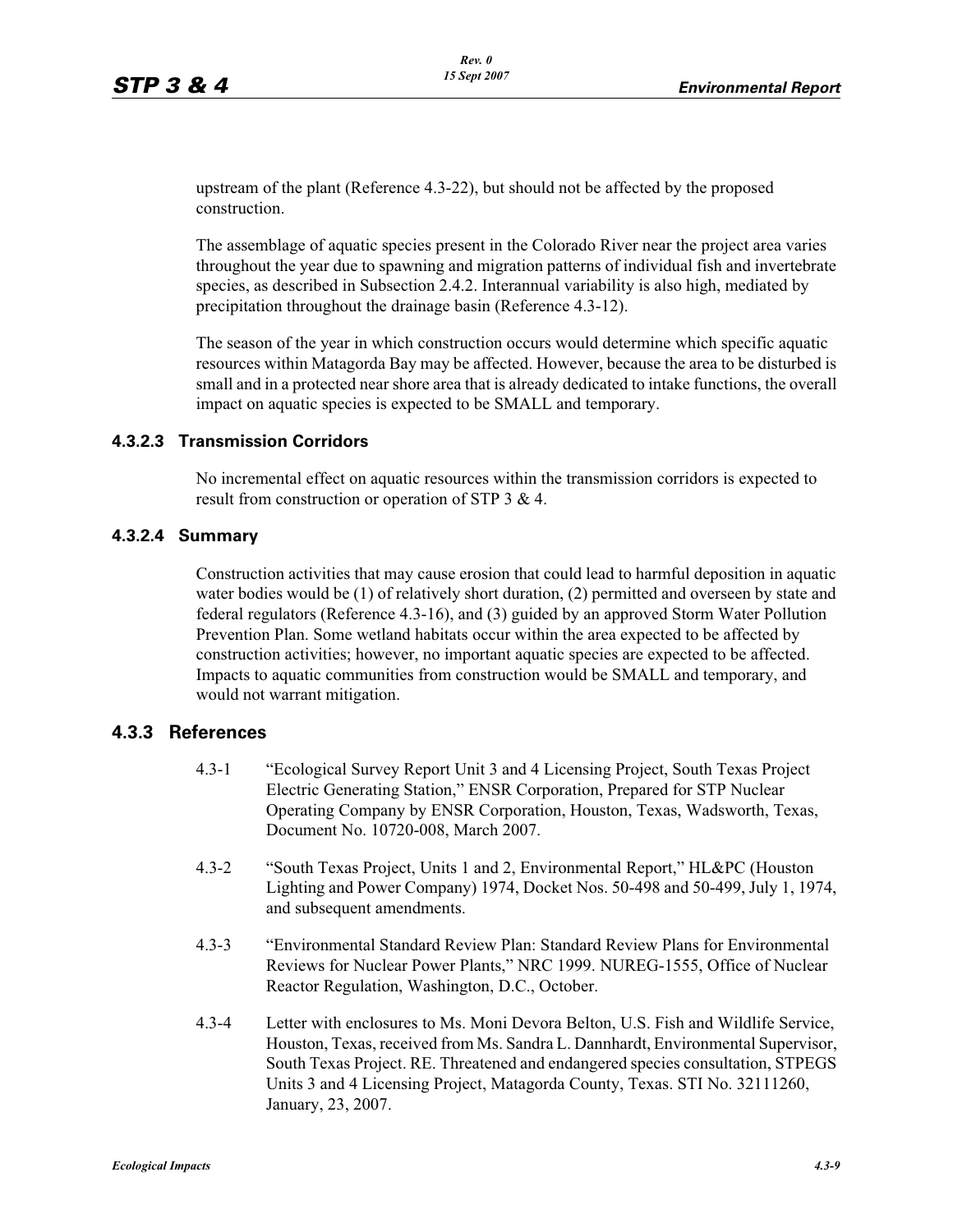upstream of the plant (Reference 4.3-22), but should not be affected by the proposed construction.

The assemblage of aquatic species present in the Colorado River near the project area varies throughout the year due to spawning and migration patterns of individual fish and invertebrate species, as described in Subsection 2.4.2. Interannual variability is also high, mediated by precipitation throughout the drainage basin (Reference 4.3-12).

The season of the year in which construction occurs would determine which specific aquatic resources within Matagorda Bay may be affected. However, because the area to be disturbed is small and in a protected near shore area that is already dedicated to intake functions, the overall impact on aquatic species is expected to be SMALL and temporary.

#### 4.3.2.3 Transmission Corridors

No incremental effect on aquatic resources within the transmission corridors is expected to result from construction or operation of STP 3 & 4.

#### 4.3.2.4 Summary

Construction activities that may cause erosion that could lead to harmful deposition in aquatic water bodies would be (1) of relatively short duration, (2) permitted and overseen by state and federal regulators (Reference 4.3-16), and (3) guided by an approved Storm Water Pollution Prevention Plan. Some wetland habitats occur within the area expected to be affected by construction activities; however, no important aquatic species are expected to be affected. Impacts to aquatic communities from construction would be SMALL and temporary, and would not warrant mitigation.

### 4.3.3 References

4.3-1 "Ecological Survey Report Unit 3 and 4 Licensing Project, South Texas Project Electric Generating Station," ENSR Corporation, Prepared for STP Nuclear Operating Company by ENSR Corporation, Houston, Texas, Wadsworth, Texas, Document No. 10720-008, March 2007.

4.3-2 "South Texas Project, Units 1 and 2, Environmental Report," HL&PC (Houston Lighting and Power Company) 1974, Docket Nos. 50-498 and 50-499, July 1, 1974, and subsequent amendments.

4.3-3 "Environmental Standard Review Plan: Standard Review Plans for Environmental Reviews for Nuclear Power Plants," NRC 1999. NUREG-1555, Office of Nuclear Reactor Regulation, Washington, D.C., October.

4.3-4 Letter with enclosures to Ms. Moni Devora Belton, U.S. Fish and Wildlife Service, Houston, Texas, received from Ms. Sandra L. Dannhardt, Environmental Supervisor, South Texas Project. RE. Threatened and endangered species consultation, STPEGS Units 3 and 4 Licensing Project, Matagorda County, Texas. STI No. 32111260, January, 23, 2007.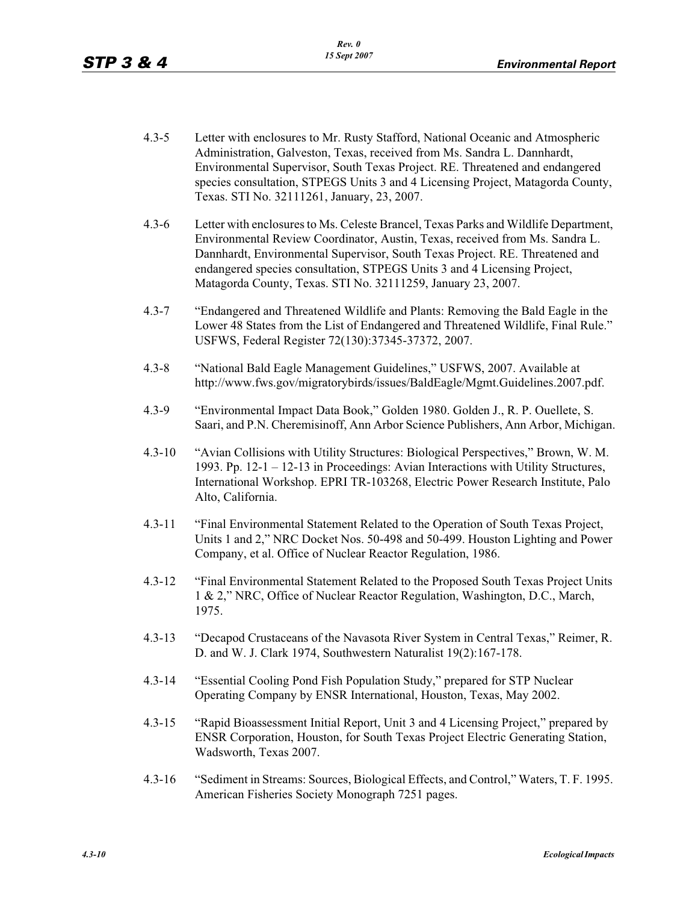4.3-5 Letter with enclosures to Mr. Rusty Stafford, National Oceanic and Atmospheric Administration, Galveston, Texas, received from Ms. Sandra L. Dannhardt, Environmental Supervisor, South Texas Project. RE. Threatened and endangered species consultation, STPEGS Units 3 and 4 Licensing Project, Matagorda County, Texas. STI No. 32111261, January, 23, 2007.

4.3-6 Letter with enclosures to Ms. Celeste Brancel, Texas Parks and Wildlife Department, Environmental Review Coordinator, Austin, Texas, received from Ms. Sandra L. Dannhardt, Environmental Supervisor, South Texas Project. RE. Threatened and endangered species consultation, STPEGS Units 3 and 4 Licensing Project, Matagorda County, Texas. STI No. 32111259, January 23, 2007.

4.3-7 "Endangered and Threatened Wildlife and Plants: Removing the Bald Eagle in the Lower 48 States from the List of Endangered and Threatened Wildlife, Final Rule." USFWS, Federal Register 72(130):37345-37372, 2007.

4.3-8 "National Bald Eagle Management Guidelines," USFWS, 2007. Available at http://www.fws.gov/migratorybirds/issues/BaldEagle/Mgmt.Guidelines.2007.pdf.

4.3-9 "Environmental Impact Data Book," Golden 1980. Golden J., R. P. Ouellete, S. Saari, and P.N. Cheremisinoff, Ann Arbor Science Publishers, Ann Arbor, Michigan.

4.3-10 "Avian Collisions with Utility Structures: Biological Perspectives," Brown, W. M. 1993. Pp. 12-1 – 12-13 in Proceedings: Avian Interactions with Utility Structures, International Workshop. EPRI TR-103268, Electric Power Research Institute, Palo Alto, California.

4.3-11 "Final Environmental Statement Related to the Operation of South Texas Project, Units 1 and 2," NRC Docket Nos. 50-498 and 50-499. Houston Lighting and Power Company, et al. Office of Nuclear Reactor Regulation, 1986.

4.3-12 "Final Environmental Statement Related to the Proposed South Texas Project Units 1 & 2," NRC, Office of Nuclear Reactor Regulation, Washington, D.C., March, 1975.

4.3-13 "Decapod Crustaceans of the Navasota River System in Central Texas," Reimer, R. D. and W. J. Clark 1974, Southwestern Naturalist 19(2):167-178.

4.3-14 "Essential Cooling Pond Fish Population Study," prepared for STP Nuclear Operating Company by ENSR International, Houston, Texas, May 2002.

4.3-15 "Rapid Bioassessment Initial Report, Unit 3 and 4 Licensing Project," prepared by ENSR Corporation, Houston, for South Texas Project Electric Generating Station, Wadsworth, Texas 2007.

4.3-16 "Sediment in Streams: Sources, Biological Effects, and Control," Waters, T. F. 1995. American Fisheries Society Monograph 7251 pages.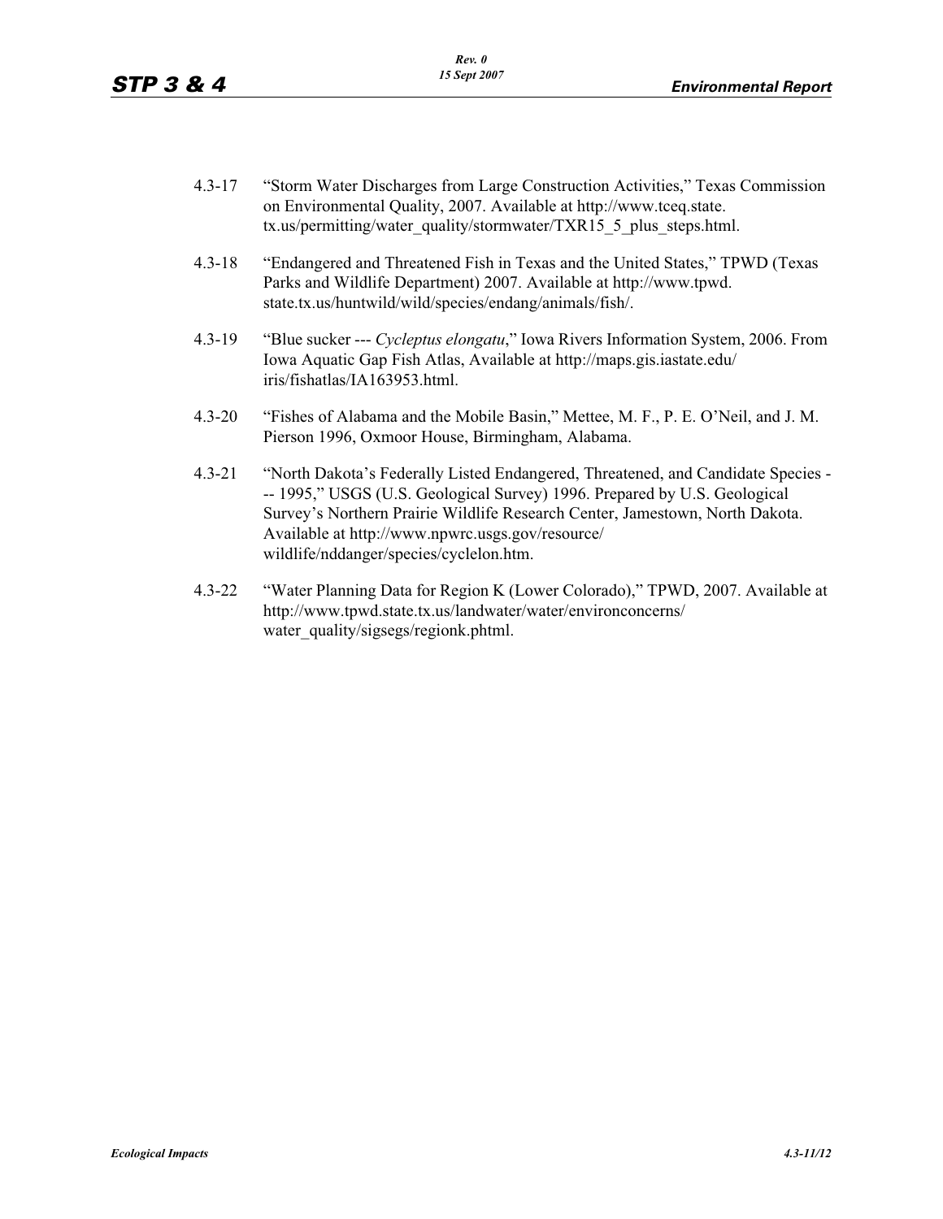4.3-17 "Storm Water Discharges from Large Construction Activities," Texas Commission on Environmental Quality, 2007. Available at http://www.tceq.state.tx.us/permitting/water_quality/stormwater/TXR15_5_plus_steps.html.

4.3-18 "Endangered and Threatened Fish in Texas and the United States," TPWD (Texas Parks and Wildlife Department) 2007. Available at http://www.tpwd.state.tx.us/huntwild/wild/species/endang/animals/fish/.

4.3-19 "Blue sucker --- *Cycleptus elongatu*," Iowa Rivers Information System, 2006. From Iowa Aquatic Gap Fish Atlas, Available at http://maps.gis.iastate.edu/iris/fishatlas/IA163953.html.

4.3-20 "Fishes of Alabama and the Mobile Basin," Mettee, M. F., P. E. O'Neil, and J. M. Pierson 1996, Oxmoor House, Birmingham, Alabama.

4.3-21 "North Dakota's Federally Listed Endangered, Threatened, and Candidate Species --- 1995," USGS (U.S. Geological Survey) 1996. Prepared by U.S. Geological Survey's Northern Prairie Wildlife Research Center, Jamestown, North Dakota. Available at http://www.npwrc.usgs.gov/resource/wildlife/nddanger/species/cyclelon.htm.

4.3-22 "Water Planning Data for Region K (Lower Colorado)," TPWD, 2007. Available at http://www.tpwd.state.tx.us/landwater/water/environconcerns/water_quality/sigsegs/regionk.phtml.